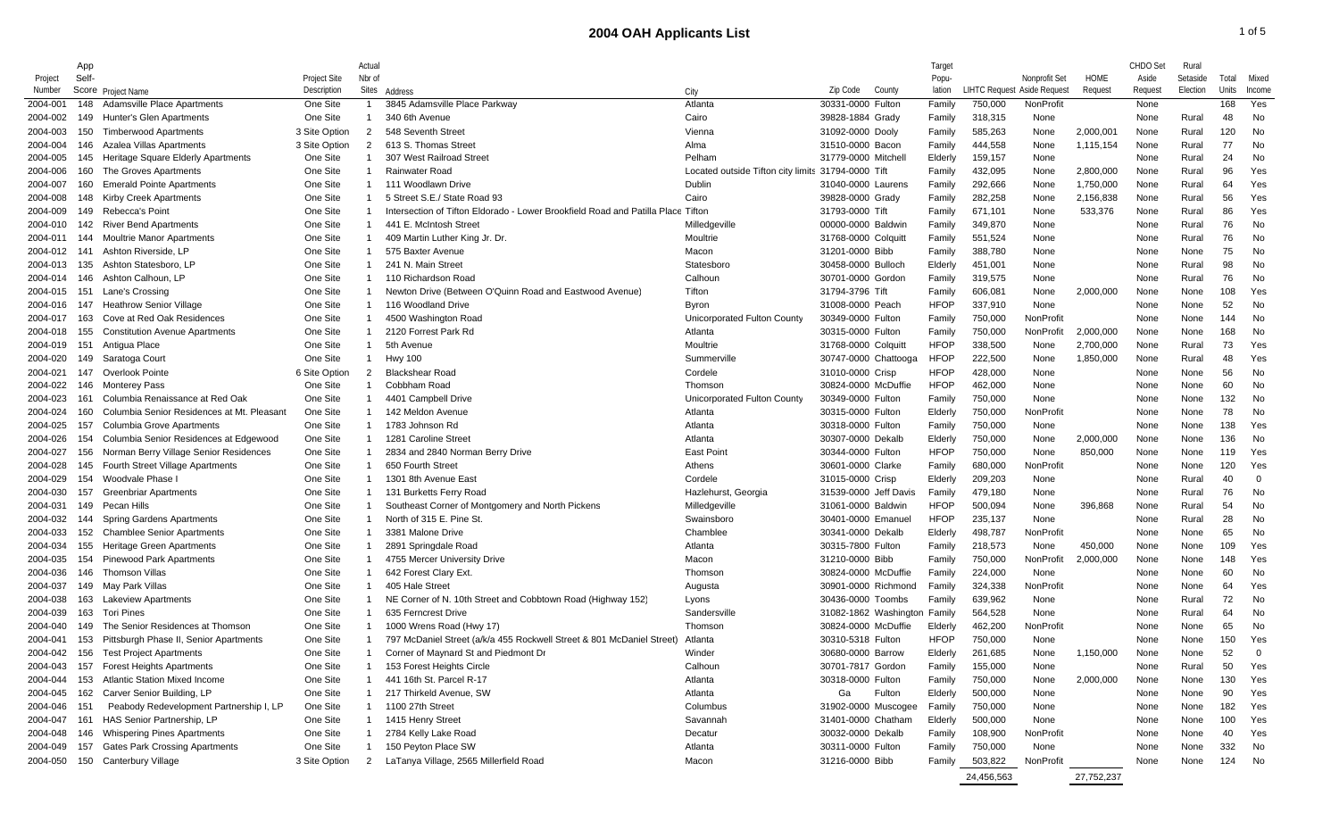# 2004 OAH Applicants List

| Project Number | App Self-Score | Project Name | Project Site Description | Actual Nbr of Sites | Address | City | Zip Code | County | Target Population | LIHTC Request | Nonprofit Set Aside Request | HOME Request | CHDO Set Aside Request | Rural Setaside Election | Total Units | Mixed Income |
|---|---|---|---|---|---|---|---|---|---|---|---|---|---|---|---|---|
| 2004-001 | 148 | Adamsville Place Apartments | One Site | 1 | 3845 Adamsville Place Parkway | Atlanta | 30331-0000 | Fulton | Family | 750,000 | NonProfit | | None | | 168 | Yes |
| 2004-002 | 149 | Hunter's Glen Apartments | One Site | 1 | 340 6th Avenue | Cairo | 39828-1884 | Grady | Family | 318,315 | None | | None | Rural | 48 | No |
| 2004-003 | 150 | Timberwood Apartments | 3 Site Option | 2 | 548 Seventh Street | Vienna | 31092-0000 | Dooly | Family | 585,263 | None | 2,000,001 | None | Rural | 120 | No |
| 2004-004 | 146 | Azalea Villas Apartments | 3 Site Option | 2 | 613 S. Thomas Street | Alma | 31510-0000 | Bacon | Family | 444,558 | None | 1,115,154 | None | Rural | 77 | No |
| 2004-005 | 145 | Heritage Square Elderly Apartments | One Site | 1 | 307 West Railroad Street | Pelham | 31779-0000 | Mitchell | Elderly | 159,157 | None | | None | Rural | 24 | No |
| 2004-006 | 160 | The Groves Apartments | One Site | 1 | Rainwater Road | Located outside Tifton city limits | 31794-0000 | Tift | Family | 432,095 | None | 2,800,000 | None | Rural | 96 | Yes |
| 2004-007 | 160 | Emerald Pointe Apartments | One Site | 1 | 111 Woodlawn Drive | Dublin | 31040-0000 | Laurens | Family | 292,666 | None | 1,750,000 | None | Rural | 64 | Yes |
| 2004-008 | 148 | Kirby Creek Apartments | One Site | 1 | 5 Street S.E./ State Road 93 | Cairo | 39828-0000 | Grady | Family | 282,258 | None | 2,156,838 | None | Rural | 56 | Yes |
| 2004-009 | 149 | Rebecca's Point | One Site | 1 | Intersection of Tifton Eldorado - Lower Brookfield Road and Patilla Place | Tifton | 31793-0000 | Tift | Family | 671,101 | None | 533,376 | None | Rural | 86 | Yes |
| 2004-010 | 142 | River Bend Apartments | One Site | 1 | 441 E. McIntosh Street | Milledgeville | 00000-0000 | Baldwin | Family | 349,870 | None | | None | Rural | 76 | No |
| 2004-011 | 144 | Moultrie Manor Apartments | One Site | 1 | 409 Martin Luther King Jr. Dr. | Moultrie | 31768-0000 | Colquitt | Family | 551,524 | None | | None | Rural | 76 | No |
| 2004-012 | 141 | Ashton Riverside, LP | One Site | 1 | 575 Baxter Avenue | Macon | 31201-0000 | Bibb | Family | 388,780 | None | | None | None | 75 | No |
| 2004-013 | 135 | Ashton Statesboro, LP | One Site | 1 | 241 N. Main Street | Statesboro | 30458-0000 | Bulloch | Elderly | 451,001 | None | | None | Rural | 98 | No |
| 2004-014 | 146 | Ashton Calhoun, LP | One Site | 1 | 110 Richardson Road | Calhoun | 30701-0000 | Gordon | Family | 319,575 | None | | None | Rural | 76 | No |
| 2004-015 | 151 | Lane's Crossing | One Site | 1 | Newton Drive (Between O'Quinn Road and Eastwood Avenue) | Tifton | 31794-3796 | Tift | Family | 606,081 | None | 2,000,000 | None | None | 108 | Yes |
| 2004-016 | 147 | Heathrow Senior Village | One Site | 1 | 116 Woodland Drive | Byron | 31008-0000 | Peach | HFOP | 337,910 | None | | None | None | 52 | No |
| 2004-017 | 163 | Cove at Red Oak Residences | One Site | 1 | 4500 Washington Road | Unicorporated Fulton County | 30349-0000 | Fulton | Family | 750,000 | NonProfit | | None | None | 144 | No |
| 2004-018 | 155 | Constitution Avenue Apartments | One Site | 1 | 2120 Forrest Park Rd | Atlanta | 30315-0000 | Fulton | Family | 750,000 | NonProfit | 2,000,000 | None | None | 168 | No |
| 2004-019 | 151 | Antigua Place | One Site | 1 | 5th Avenue | Moultrie | 31768-0000 | Colquitt | HFOP | 338,500 | None | 2,700,000 | None | Rural | 73 | Yes |
| 2004-020 | 149 | Saratoga Court | One Site | 1 | Hwy 100 | Summerville | 30747-0000 | Chattooga | HFOP | 222,500 | None | 1,850,000 | None | Rural | 48 | Yes |
| 2004-021 | 147 | Overlook Pointe | 6 Site Option | 2 | Blackshear Road | Cordele | 31010-0000 | Crisp | HFOP | 428,000 | None | | None | None | 56 | No |
| 2004-022 | 146 | Monterey Pass | One Site | 1 | Cobbham Road | Thomson | 30824-0000 | McDuffie | HFOP | 462,000 | None | | None | None | 60 | No |
| 2004-023 | 161 | Columbia Renaissance at Red Oak | One Site | 1 | 4401 Campbell Drive | Unicorporated Fulton County | 30349-0000 | Fulton | Family | 750,000 | None | | None | None | 132 | No |
| 2004-024 | 160 | Columbia Senior Residences at Mt. Pleasant | One Site | 1 | 142 Meldon Avenue | Atlanta | 30315-0000 | Fulton | Elderly | 750,000 | NonProfit | | None | None | 78 | No |
| 2004-025 | 157 | Columbia Grove Apartments | One Site | 1 | 1783 Johnson Rd | Atlanta | 30318-0000 | Fulton | Family | 750,000 | None | | None | None | 138 | Yes |
| 2004-026 | 154 | Columbia Senior Residences at Edgewood | One Site | 1 | 1281 Caroline Street | Atlanta | 30307-0000 | Dekalb | Elderly | 750,000 | None | 2,000,000 | None | None | 136 | No |
| 2004-027 | 156 | Norman Berry Village Senior Residences | One Site | 1 | 2834 and 2840 Norman Berry Drive | East Point | 30344-0000 | Fulton | HFOP | 750,000 | None | 850,000 | None | None | 119 | Yes |
| 2004-028 | 145 | Fourth Street Village Apartments | One Site | 1 | 650 Fourth Street | Athens | 30601-0000 | Clarke | Family | 680,000 | NonProfit | | None | None | 120 | Yes |
| 2004-029 | 154 | Woodvale Phase I | One Site | 1 | 1301 8th Avenue East | Cordele | 31015-0000 | Crisp | Elderly | 209,203 | None | | None | Rural | 40 | 0 |
| 2004-030 | 157 | Greenbriar Apartments | One Site | 1 | 131 Burketts Ferry Road | Hazlehurst, Georgia | 31539-0000 | Jeff Davis | Family | 479,180 | None | | None | Rural | 76 | No |
| 2004-031 | 149 | Pecan Hills | One Site | 1 | Southeast Corner of Montgomery and North Pickens | Milledgeville | 31061-0000 | Baldwin | HFOP | 500,094 | None | 396,868 | None | Rural | 54 | No |
| 2004-032 | 144 | Spring Gardens Apartments | One Site | 1 | North of 315 E. Pine St. | Swainsboro | 30401-0000 | Emanuel | HFOP | 235,137 | None | | None | Rural | 28 | No |
| 2004-033 | 152 | Chamblee Senior Apartments | One Site | 1 | 3381 Malone Drive | Chamblee | 30341-0000 | Dekalb | Elderly | 498,787 | NonProfit | | None | None | 65 | No |
| 2004-034 | 155 | Heritage Green Apartments | One Site | 1 | 2891 Springdale Road | Atlanta | 30315-7800 | Fulton | Family | 218,573 | None | 450,000 | None | None | 109 | Yes |
| 2004-035 | 154 | Pinewood Park Apartments | One Site | 1 | 4755 Mercer University Drive | Macon | 31210-0000 | Bibb | Family | 750,000 | NonProfit | 2,000,000 | None | None | 148 | Yes |
| 2004-036 | 146 | Thomson Villas | One Site | 1 | 642 Forest Clary Ext. | Thomson | 30824-0000 | McDuffie | Family | 224,000 | None | | None | None | 60 | No |
| 2004-037 | 149 | May Park Villas | One Site | 1 | 405 Hale Street | Augusta | 30901-0000 | Richmond | Family | 324,338 | NonProfit | | None | None | 64 | Yes |
| 2004-038 | 163 | Lakeview Apartments | One Site | 1 | NE Corner of N. 10th Street and Cobbtown Road (Highway 152) | Lyons | 30436-0000 | Toombs | Family | 639,962 | None | | None | Rural | 72 | No |
| 2004-039 | 163 | Tori Pines | One Site | 1 | 635 Ferncrest Drive | Sandersville | 31082-1862 | Washington | Family | 564,528 | None | | None | Rural | 64 | No |
| 2004-040 | 149 | The Senior Residences at Thomson | One Site | 1 | 1000 Wrens Road (Hwy 17) | Thomson | 30824-0000 | McDuffie | Elderly | 462,200 | NonProfit | | None | None | 65 | No |
| 2004-041 | 153 | Pittsburgh Phase II, Senior Apartments | One Site | 1 | 797 McDaniel Street (a/k/a 455 Rockwell Street & 801 McDaniel Street) | Atlanta | 30310-5318 | Fulton | HFOP | 750,000 | None | | None | None | 150 | Yes |
| 2004-042 | 156 | Test Project Apartments | One Site | 1 | Corner of Maynard St and Piedmont Dr | Winder | 30680-0000 | Barrow | Elderly | 261,685 | None | 1,150,000 | None | None | 52 | 0 |
| 2004-043 | 157 | Forest Heights Apartments | One Site | 1 | 153 Forest Heights Circle | Calhoun | 30701-7817 | Gordon | Family | 155,000 | None | | None | Rural | 50 | Yes |
| 2004-044 | 153 | Atlantic Station Mixed Income | One Site | 1 | 441 16th St. Parcel R-17 | Atlanta | 30318-0000 | Fulton | Family | 750,000 | None | 2,000,000 | None | None | 130 | Yes |
| 2004-045 | 162 | Carver Senior Building, LP | One Site | 1 | 217 Thirkeld Avenue, SW | Atlanta | Ga | Fulton | Elderly | 500,000 | None | | None | None | 90 | Yes |
| 2004-046 | 151 | Peabody Redevelopment Partnership I, LP | One Site | 1 | 1100 27th Street | Columbus | 31902-0000 | Muscogee | Family | 750,000 | None | | None | None | 182 | Yes |
| 2004-047 | 161 | HAS Senior Partnership, LP | One Site | 1 | 1415 Henry Street | Savannah | 31401-0000 | Chatham | Elderly | 500,000 | None | | None | None | 100 | Yes |
| 2004-048 | 146 | Whispering Pines Apartments | One Site | 1 | 2784 Kelly Lake Road | Decatur | 30032-0000 | Dekalb | Family | 108,900 | NonProfit | | None | None | 40 | Yes |
| 2004-049 | 157 | Gates Park Crossing Apartments | One Site | 1 | 150 Peyton Place SW | Atlanta | 30311-0000 | Fulton | Family | 750,000 | None | | None | None | 332 | No |
| 2004-050 | 150 | Canterbury Village | 3 Site Option | 2 | LaTanya Village, 2565 Millerfield Road | Macon | 31216-0000 | Bibb | Family | 503,822 | NonProfit | | None | None | 124 | No |
| | | | | | | | | | | 24,456,563 | | 27,752,237 | | | | |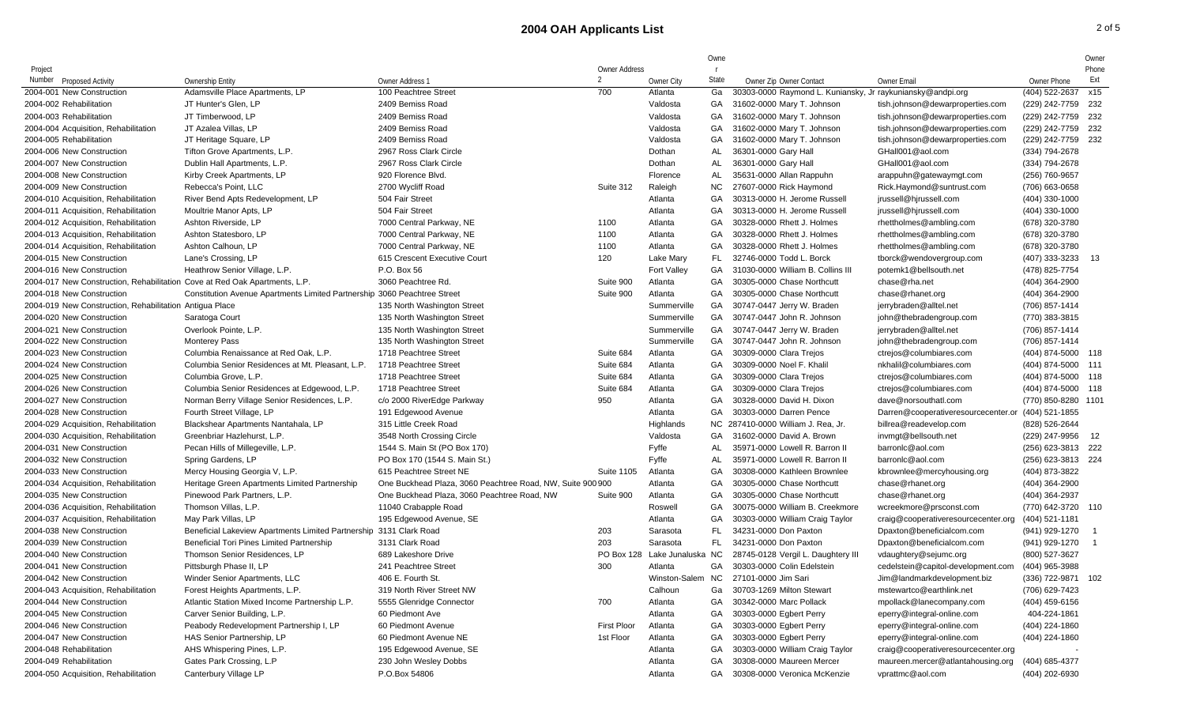# 2004 OAH Applicants List

| Project Number | Proposed Activity | Ownership Entity | Owner Address 1 | Owner Address 2 | Owner City | Owner State | Owner Zip | Owner Contact | Owner Email | Owner Phone | Owner Phone Ext |
|---|---|---|---|---|---|---|---|---|---|---|---|
| 2004-001 | New Construction | Adamsville Place Apartments, LP | 100 Peachtree Street | 700 | Atlanta | Ga | 30303-0000 | Raymond L. Kuniansky, Jr | raykuniansky@andpi.org | (404) 522-2637 | x15 |
| 2004-002 | Rehabilitation | JT Hunter's Glen, LP | 2409 Bemiss Road | | Valdosta | GA | 31602-0000 | Mary T. Johnson | tish.johnson@dewarproperties.com | (229) 242-7759 | 232 |
| 2004-003 | Rehabilitation | JT Timberwood, LP | 2409 Bemiss Road | | Valdosta | GA | 31602-0000 | Mary T. Johnson | tish.johnson@dewarproperties.com | (229) 242-7759 | 232 |
| 2004-004 | Acquisition, Rehabilitation | JT Azalea Villas, LP | 2409 Bemiss Road | | Valdosta | GA | 31602-0000 | Mary T. Johnson | tish.johnson@dewarproperties.com | (229) 242-7759 | 232 |
| 2004-005 | Rehabilitation | JT Heritage Square, LP | 2409 Bemiss Road | | Valdosta | GA | 31602-0000 | Mary T. Johnson | tish.johnson@dewarproperties.com | (229) 242-7759 | 232 |
| 2004-006 | New Construction | Tifton Grove Apartments, L.P. | 2967 Ross Clark Circle | | Dothan | AL | 36301-0000 | Gary Hall | GHall001@aol.com | (334) 794-2678 | |
| 2004-007 | New Construction | Dublin Hall Apartments, L.P. | 2967 Ross Clark Circle | | Dothan | AL | 36301-0000 | Gary Hall | GHall001@aol.com | (334) 794-2678 | |
| 2004-008 | New Construction | Kirby Creek Apartments, LP | 920 Florence Blvd. | | Florence | AL | 35631-0000 | Allan Rappuhn | arappuhn@gatewaymgt.com | (256) 760-9657 | |
| 2004-009 | New Construction | Rebecca's Point, LLC | 2700 Wycliff Road | Suite 312 | Raleigh | NC | 27607-0000 | Rick Haymond | Rick.Haymond@suntrust.com | (706) 663-0658 | |
| 2004-010 | Acquisition, Rehabilitation | River Bend Apts Redevelopment, LP | 504 Fair Street | | Atlanta | GA | 30313-0000 | H. Jerome Russell | jrussell@hjrussell.com | (404) 330-1000 | |
| 2004-011 | Acquisition, Rehabilitation | Moultrie Manor Apts, LP | 504 Fair Street | | Atlanta | GA | 30313-0000 | H. Jerome Russell | jrussell@hjrussell.com | (404) 330-1000 | |
| 2004-012 | Acquisition, Rehabilitation | Ashton Riverside, LP | 7000 Central Parkway, NE | 1100 | Atlanta | GA | 30328-0000 | Rhett J. Holmes | rhettholmes@ambling.com | (678) 320-3780 | |
| 2004-013 | Acquisition, Rehabilitation | Ashton Statesboro, LP | 7000 Central Parkway, NE | 1100 | Atlanta | GA | 30328-0000 | Rhett J. Holmes | rhettholmes@ambling.com | (678) 320-3780 | |
| 2004-014 | Acquisition, Rehabilitation | Ashton Calhoun, LP | 7000 Central Parkway, NE | 1100 | Atlanta | GA | 30328-0000 | Rhett J. Holmes | rhettholmes@ambling.com | (678) 320-3780 | |
| 2004-015 | New Construction | Lane's Crossing, LP | 615 Crescent Executive Court | 120 | Lake Mary | FL | 32746-0000 | Todd L. Borck | tborck@wendovergroup.com | (407) 333-3233 | 13 |
| 2004-016 | New Construction | Heathrow Senior Village, L.P. | P.O. Box 56 | | Fort Valley | GA | 31030-0000 | William B. Collins III | potemk1@bellsouth.net | (478) 825-7754 | |
| 2004-017 | New Construction, Rehabilitation | Cove at Red Oak Apartments, L.P. | 3060 Peachtree Rd. | Suite 900 | Atlanta | GA | 30305-0000 | Chase Northcutt | chase@rha.net | (404) 364-2900 | |
| 2004-018 | New Construction | Constitution Avenue Apartments Limited Partnership | 3060 Peachtree Street | Suite 900 | Atlanta | GA | 30305-0000 | Chase Northcutt | chase@rhanet.org | (404) 364-2900 | |
| 2004-019 | New Construction, Rehabilitation | Antigua Place | 135 North Washington Street | | Summerville | GA | 30747-0447 | Jerry W. Braden | jerrybraden@alltel.net | (706) 857-1414 | |
| 2004-020 | New Construction | Saratoga Court | 135 North Washington Street | | Summerville | GA | 30747-0447 | John R. Johnson | john@thebradengroup.com | (770) 383-3815 | |
| 2004-021 | New Construction | Overlook Pointe, L.P. | 135 North Washington Street | | Summerville | GA | 30747-0447 | Jerry W. Braden | jerrybraden@alltel.net | (706) 857-1414 | |
| 2004-022 | New Construction | Monterey Pass | 135 North Washington Street | | Summerville | GA | 30747-0447 | John R. Johnson | john@thebradengroup.com | (706) 857-1414 | |
| 2004-023 | New Construction | Columbia Renaissance at Red Oak, L.P. | 1718 Peachtree Street | Suite 684 | Atlanta | GA | 30309-0000 | Clara Trejos | ctrejos@columbiares.com | (404) 874-5000 | 118 |
| 2004-024 | New Construction | Columbia Senior Residences at Mt. Pleasant, L.P. | 1718 Peachtree Street | Suite 684 | Atlanta | GA | 30309-0000 | Noel F. Khalil | nkhalil@columbiares.com | (404) 874-5000 | 111 |
| 2004-025 | New Construction | Columbia Grove, L.P. | 1718 Peachtree Street | Suite 684 | Atlanta | GA | 30309-0000 | Clara Trejos | ctrejos@columbiares.com | (404) 874-5000 | 118 |
| 2004-026 | New Construction | Columbia Senior Residences at Edgewood, L.P. | 1718 Peachtree Street | Suite 684 | Atlanta | GA | 30309-0000 | Clara Trejos | ctrejos@columbiares.com | (404) 874-5000 | 118 |
| 2004-027 | New Construction | Norman Berry Village Senior Residences, L.P. | c/o 2000 RiverEdge Parkway | 950 | Atlanta | GA | 30328-0000 | David H. Dixon | dave@norsouthatl.com | (770) 850-8280 | 1101 |
| 2004-028 | New Construction | Fourth Street Village, LP | 191 Edgewood Avenue | | Atlanta | GA | 30303-0000 | Darren Pence | Darren@cooperativeresourcecenter.or | (404) 521-1855 | |
| 2004-029 | Acquisition, Rehabilitation | Blackshear Apartments Nantahala, LP | 315 Little Creek Road | | Highlands | NC | 287410-0000 | William J. Rea, Jr. | billrea@readevelop.com | (828) 526-2644 | |
| 2004-030 | Acquisition, Rehabilitation | Greenbriar Hazlehurst, L.P. | 3548 North Crossing Circle | | Valdosta | GA | 31602-0000 | David A. Brown | invmgt@bellsouth.net | (229) 247-9956 | 12 |
| 2004-031 | New Construction | Pecan Hills of Millegeville, L.P. | 1544 S. Main St (PO Box 170) | | Fyffe | AL | 35971-0000 | Lowell R. Barron II | barronlc@aol.com | (256) 623-3813 | 222 |
| 2004-032 | New Construction | Spring Gardens, LP | PO Box 170 (1544 S. Main St.) | | Fyffe | AL | 35971-0000 | Lowell R. Barron II | barronlc@aol.com | (256) 623-3813 | 224 |
| 2004-033 | New Construction | Mercy Housing Georgia V, L.P. | 615 Peachtree Street NE | Suite 1105 | Atlanta | GA | 30308-0000 | Kathleen Brownlee | kbrownlee@mercyhousing.org | (404) 873-3822 | |
| 2004-034 | Acquisition, Rehabilitation | Heritage Green Apartments Limited Partnership | One Buckhead Plaza, 3060 Peachtree Road, NW, Suite 900 | 900 | Atlanta | GA | 30305-0000 | Chase Northcutt | chase@rhanet.org | (404) 364-2900 | |
| 2004-035 | New Construction | Pinewood Park Partners, L.P. | One Buckhead Plaza, 3060 Peachtree Road, NW | Suite 900 | Atlanta | GA | 30305-0000 | Chase Northcutt | chase@rhanet.org | (404) 364-2937 | |
| 2004-036 | Acquisition, Rehabilitation | Thomson Villas, L.P. | 11040 Crabapple Road | | Roswell | GA | 30075-0000 | William B. Creekmore | wcreekmore@prsconst.com | (770) 642-3720 | 110 |
| 2004-037 | Acquisition, Rehabilitation | May Park Villas, LP | 195 Edgewood Avenue, SE | | Atlanta | GA | 30303-0000 | William Craig Taylor | craig@cooperativeresourcecenter.org | (404) 521-1181 | |
| 2004-038 | New Construction | Beneficial Lakeview Apartments Limited Partnership | 3131 Clark Road | 203 | Sarasota | FL | 34231-0000 | Don Paxton | Dpaxton@beneficialcom.com | (941) 929-1270 | 1 |
| 2004-039 | New Construction | Beneficial Tori Pines Limited Partnership | 3131 Clark Road | 203 | Sarasota | FL | 34231-0000 | Don Paxton | Dpaxton@beneficialcom.com | (941) 929-1270 | 1 |
| 2004-040 | New Construction | Thomson Senior Residences, LP | 689 Lakeshore Drive | PO Box 128 | Lake Junaluska | NC | 28745-0128 | Vergil L. Daughtery III | vdaughtery@sejumc.org | (800) 527-3627 | |
| 2004-041 | New Construction | Pittsburgh Phase II, LP | 241 Peachtree Street | 300 | Atlanta | GA | 30303-0000 | Colin Edelstein | cedelstein@capitol-development.com | (404) 965-3988 | |
| 2004-042 | New Construction | Winder Senior Apartments, LLC | 406 E. Fourth St. | | Winston-Salem | NC | 27101-0000 | Jim Sari | Jim@landmarkdevelopment.biz | (336) 722-9871 | 102 |
| 2004-043 | Acquisition, Rehabilitation | Forest Heights Apartments, L.P. | 319 North River Street NW | | Calhoun | Ga | 30703-1269 | Milton Stewart | mstewartco@earthlink.net | (706) 629-7423 | |
| 2004-044 | New Construction | Atlantic Station Mixed Income Partnership L.P. | 5555 Glenridge Connector | 700 | Atlanta | GA | 30342-0000 | Marc Pollack | mpollack@lanecompany.com | (404) 459-6156 | |
| 2004-045 | New Construction | Carver Senior Building, L.P. | 60 Piedmont Ave | | Atlanta | GA | 30303-0000 | Egbert Perry | eperry@integral-online.com | 404-224-1861 | |
| 2004-046 | New Construction | Peabody Redevelopment Partnership I, LP | 60 Piedmont Avenue | First Floor | Atlanta | GA | 30303-0000 | Egbert Perry | eperry@integral-online.com | (404) 224-1860 | |
| 2004-047 | New Construction | HAS Senior Partnership, LP | 60 Piedmont Avenue NE | 1st Floor | Atlanta | GA | 30303-0000 | Egbert Perry | eperry@integral-online.com | (404) 224-1860 | |
| 2004-048 | Rehabilitation | AHS Whispering Pines, L.P. | 195 Edgewood Avenue, SE | | Atlanta | GA | 30303-0000 | William Craig Taylor | craig@cooperativeresourcecenter.org | - | |
| 2004-049 | Rehabilitation | Gates Park Crossing, L.P | 230 John Wesley Dobbs | | Atlanta | GA | 30308-0000 | Maureen Mercer | maureen.mercer@atlantahousing.org | (404) 685-4377 | |
| 2004-050 | Acquisition, Rehabilitation | Canterbury Village LP | P.O.Box 54806 | | Atlanta | GA | 30308-0000 | Veronica McKenzie | vprattmc@aol.com | (404) 202-6930 | |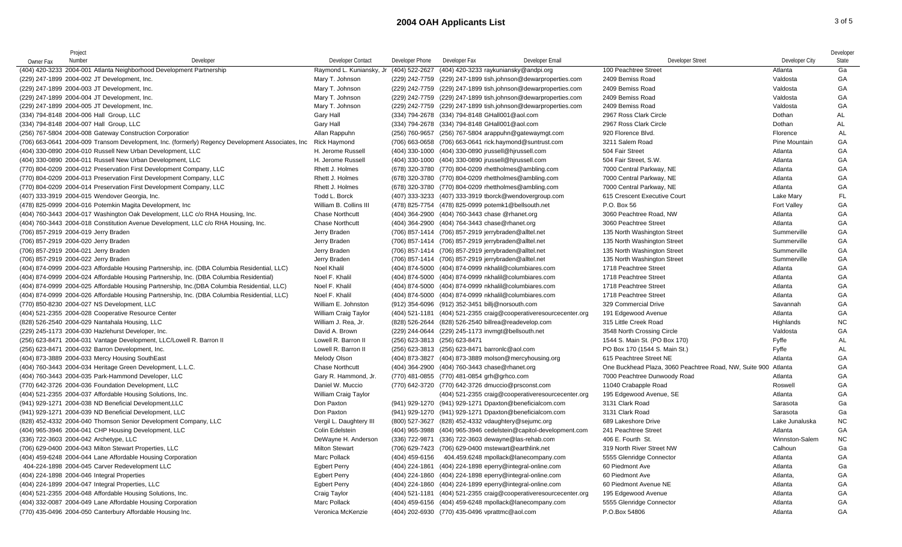# 2004 OAH Applicants List

| Owner Fax | Project Number | Developer | Developer Contact | Developer Phone | Developer Fax | Developer Email | Developer Street | Developer City | Developer State |
|---|---|---|---|---|---|---|---|---|---|
| (404) 420-3233 | 2004-001 | Atlanta Neighborhood Development Partnership | Raymond L. Kuniansky, Jr | (404) 522-2627 | (404) 420-3233 | raykuniansky@andpi.org | 100 Peachtree Street | Atlanta | Ga |
| (229) 247-1899 | 2004-002 | JT Development, Inc. | Mary T. Johnson | (229) 242-7759 | (229) 247-1899 | tish.johnson@dewarproperties.com | 2409 Bemiss Road | Valdosta | GA |
| (229) 247-1899 | 2004-003 | JT Development, Inc. | Mary T. Johnson | (229) 242-7759 | (229) 247-1899 | tish.johnson@dewarproperties.com | 2409 Bemiss Road | Valdosta | GA |
| (229) 247-1899 | 2004-004 | JT Development, Inc. | Mary T. Johnson | (229) 242-7759 | (229) 247-1899 | tish.johnson@dewarproperties.com | 2409 Bemiss Road | Valdosta | GA |
| (229) 247-1899 | 2004-005 | JT Development, Inc. | Mary T. Johnson | (229) 242-7759 | (229) 247-1899 | tish.johnson@dewarproperties.com | 2409 Bemiss Road | Valdosta | GA |
| (334) 794-8148 | 2004-006 | Hall Group, LLC | Gary Hall | (334) 794-2678 | (334) 794-8148 | GHall001@aol.com | 2967 Ross Clark Circle | Dothan | AL |
| (334) 794-8148 | 2004-007 | Hall Group, LLC | Gary Hall | (334) 794-2678 | (334) 794-8148 | GHall001@aol.com | 2967 Ross Clark Circle | Dothan | AL |
| (256) 767-5804 | 2004-008 | Gateway Construction Corporation | Allan Rappuhn | (256) 760-9657 | (256) 767-5804 | arappuhn@gatewaymgt.com | 920 Florence Blvd. | Florence | AL |
| (706) 663-0641 | 2004-009 | Transom Development, Inc. (formerly) Regency Development Associates, Inc | Rick Haymond | (706) 663-0658 | (706) 663-0641 | rick.haymond@suntrust.com | 3211 Salem Road | Pine Mountain | GA |
| (404) 330-0890 | 2004-010 | Russell New Urban Development, LLC | H. Jerome Russell | (404) 330-1000 | (404) 330-0890 | jrussell@hjrussell.com | 504 Fair Street | Atlanta | GA |
| (404) 330-0890 | 2004-011 | Russell New Urban Development, LLC | H. Jerome Russell | (404) 330-1000 | (404) 330-0890 | jrussell@hjrussell.com | 504 Fair Street, S.W. | Atlanta | GA |
| (770) 804-0209 | 2004-012 | Preservation First Development Company, LLC | Rhett J. Holmes | (678) 320-3780 | (770) 804-0209 | rhettholmes@ambling.com | 7000 Central Parkway, NE | Atlanta | GA |
| (770) 804-0209 | 2004-013 | Preservation First Development Company, LLC | Rhett J. Holmes | (678) 320-3780 | (770) 804-0209 | rhettholmes@ambling.com | 7000 Central Parkway, NE | Atlanta | GA |
| (770) 804-0209 | 2004-014 | Preservation First Development Company, LLC | Rhett J. Holmes | (678) 320-3780 | (770) 804-0209 | rhettholmes@ambling.com | 7000 Central Parkway, NE | Atlanta | GA |
| (407) 333-3919 | 2004-015 | Wendover Georgia, Inc. | Todd L. Borck | (407) 333-3233 | (407) 333-3919 | tborck@wendovergroup.com | 615 Crescent Executive Court | Lake Mary | FL |
| (478) 825-0999 | 2004-016 | Potemkin Magita Development, Inc | William B. Collins III | (478) 825-7754 | (478) 825-0999 | potemk1@bellsouth.net | P.O. Box 56 | Fort Valley | GA |
| (404) 760-3443 | 2004-017 | Washington Oak Development, LLC c/o RHA Housing, Inc. | Chase Northcutt | (404) 364-2900 | (404) 760-3443 | chase @rhanet.org | 3060 Peachtree Road, NW | Atlanta | GA |
| (404) 760-3443 | 2004-018 | Constitution Avenue Development, LLC c/o RHA Housing, Inc. | Chase Northcutt | (404) 364-2900 | (404) 764-3443 | chase@rhanet.org | 3060 Peachtree Street | Atlanta | GA |
| (706) 857-2919 | 2004-019 | Jerry Braden | Jerry Braden | (706) 857-1414 | (706) 857-2919 | jerrybraden@alltel.net | 135 North Washington Street | Summerville | GA |
| (706) 857-2919 | 2004-020 | Jerry Braden | Jerry Braden | (706) 857-1414 | (706) 857-2919 | jerrybraden@alltel.net | 135 North Washington Street | Summerville | GA |
| (706) 857-2919 | 2004-021 | Jerry Braden | Jerry Braden | (706) 857-1414 | (706) 857-2919 | jerrybraden@alltel.net | 135 North Washington Street | Summerville | GA |
| (706) 857-2919 | 2004-022 | Jerry Braden | Jerry Braden | (706) 857-1414 | (706) 857-2919 | jerrybraden@alltel.net | 135 North Washington Street | Summerville | GA |
| (404) 874-0999 | 2004-023 | Affordable Housing Partnership, inc. (DBA Columbia Residential, LLC) | Noel Khalil | (404) 874-5000 | (404) 874-0999 | nkhalil@columbiares.com | 1718 Peachtree Street | Atlanta | GA |
| (404) 874-0999 | 2004-024 | Affordable Housing Partnership, Inc. (DBA Columbia Residential) | Noel F. Khalil | (404) 874-5000 | (404) 874-0999 | nkhalil@columbiares.com | 1718 Peachtree Street | Atlanta | GA |
| (404) 874-0999 | 2004-025 | Affordable Housing Partnership, Inc.(DBA Columbia Residential, LLC) | Noel F. Khalil | (404) 874-5000 | (404) 874-0999 | nkhalil@columbiares.com | 1718 Peachtree Street | Atlanta | GA |
| (404) 874-0999 | 2004-026 | Affordable Housing Partnership, Inc. (DBA Columbia Residential, LLC) | Noel F. Khalil | (404) 874-5000 | (404) 874-0999 | nkhalil@columbiares.com | 1718 Peachtree Street | Atlanta | GA |
| (770) 850-8230 | 2004-027 | NS Development, LLC | William E. Johnston | (912) 354-6096 | (912) 352-3451 | billj@norsouth.com | 329 Commercial Drive | Savannah | GA |
| (404) 521-2355 | 2004-028 | Cooperative Resource Center | William Craig Taylor | (404) 521-1181 | (404) 521-2355 | craig@cooperativeresourcecenter.org | 191 Edgewood Avenue | Atlanta | GA |
| (828) 526-2540 | 2004-029 | Nantahala Housing, LLC | William J. Rea, Jr. | (828) 526-2644 | (828) 526-2540 | billrea@readevelop.com | 315 Little Creek Road | Highlands | NC |
| (229) 245-1173 | 2004-030 | Hazlehurst Developer, Inc. | David A. Brown | (229) 244-0644 | (229) 245-1173 | invmgt@bellsouth.net | 3548 North Crossing Circle | Valdosta | GA |
| (256) 623-8471 | 2004-031 | Vantage Development, LLC/Lowell R. Barron II | Lowell R. Barron II | (256) 623-3813 | (256) 623-8471 | | 1544 S. Main St. (PO Box 170) | Fyffe | AL |
| (256) 623-8471 | 2004-032 | Barron Development, Inc. | Lowell R. Barron II | (256) 623-3813 | (256) 623-8471 | barronlc@aol.com | PO Box 170 (1544 S. Main St.) | Fyffe | AL |
| (404) 873-3889 | 2004-033 | Mercy Housing SouthEast | Melody Olson | (404) 873-3827 | (404) 873-3889 | molson@mercyhousing.org | 615 Peachtree Street NE | Atlanta | GA |
| (404) 760-3443 | 2004-034 | Heritage Green Development, L.L.C. | Chase Northcutt | (404) 364-2900 | (404) 760-3443 | chase@rhanet.org | One Buckhead Plaza, 3060 Peachtree Road, NW, Suite 900 | Atlanta | GA |
| (404) 760-3443 | 2004-035 | Park-Hammond Developer, LLC | Gary R. Hammond, Jr. | (770) 481-0855 | (770) 481-0854 | grh@grhco.com | 7000 Peachtree Dunwoody Road | Atlanta | GA |
| (770) 642-3726 | 2004-036 | Foundation Development, LLC | Daniel W. Muccio | (770) 642-3720 | (770) 642-3726 | dmuccio@prsconst.com | 11040 Crabapple Road | Roswell | GA |
| (404) 521-2355 | 2004-037 | Affordable Housing Solutions, Inc. | William Craig Taylor | | (404) 521-2355 | craig@cooperativeresourcecenter.org | 195 Edgewood Avenue, SE | Atlanta | GA |
| (941) 929-1271 | 2004-038 | ND Beneficial Development,LLC | Don Paxton | (941) 929-1270 | (941) 929-1271 | Dpaxton@beneficialcom.com | 3131 Clark Road | Sarasota | Ga |
| (941) 929-1271 | 2004-039 | ND Beneficial Development, LLC | Don Paxton | (941) 929-1270 | (941) 929-1271 | Dpaxton@beneficialcom.com | 3131 Clark Road | Sarasota | Ga |
| (828) 452-4332 | 2004-040 | Thomson Senior Development Company, LLC | Vergil L. Daughtery III | (800) 527-3627 | (828) 452-4332 | vdaughtery@sejumc.org | 689 Lakeshore Drive | Lake Junaluska | NC |
| (404) 965-3946 | 2004-041 | CHP Housing Development, LLC | Colin Edelstein | (404) 965-3988 | (404) 965-3946 | cedelstein@capitol-development.com | 241 Peachtree Street | Atlanta | GA |
| (336) 722-3603 | 2004-042 | Archetype, LLC | DeWayne H. Anderson | (336) 722-9871 | (336) 722-3603 | dewayne@las-rehab.com | 406 E. Fourth St. | Winnston-Salem | NC |
| (706) 629-0400 | 2004-043 | Milton Stewart Properties, LLC | Milton Stewart | (706) 629-7423 | (706) 629-0400 | mstewart@earthlink.net | 319 North River Street NW | Calhoun | Ga |
| (404) 459-6248 | 2004-044 | Lane Affordable Housing Corporation | Marc Pollack | (404) 459-6156 | 404.459.6248 | mpollack@lanecompany.com | 5555 Glenridge Connector | Atlanta | GA |
| 404-224-1898 | 2004-045 | Carver Redevelopment LLC | Egbert Perry | (404) 224-1861 | (404) 224-1898 | eperry@integral-online.com | 60 Piedmont Ave | Atlanta | Ga |
| (404) 224-1898 | 2004-046 | Integral Properties | Egbert Perry | (404) 224-1860 | (404) 224-1898 | eperry@integral-online.com | 60 Piedmont Ave | Atlanta, | GA |
| (404) 224-1899 | 2004-047 | Integral Properties, LLC | Egbert Perry | (404) 224-1860 | (404) 224-1899 | eperry@integral-online.com | 60 Piedmont Avenue NE | Atlanta | GA |
| (404) 521-2355 | 2004-048 | Affordable Housing Solutions, Inc. | Craig Taylor | (404) 521-1181 | (404) 521-2355 | craig@cooperativeresourcecenter.org | 195 Edgewood Avenue | Atlanta | GA |
| (404) 332-0087 | 2004-049 | Lane Affordable Housing Corporation | Marc Pollack | (404) 459-6156 | (404) 459-6248 | mpollack@lanecompany.com | 5555 Glenridge Connector | Atlanta | GA |
| (770) 435-0496 | 2004-050 | Canterbury Affordable Housing Inc. | Veronica McKenzie | (404) 202-6930 | (770) 435-0496 | vprattmc@aol.com | P.O.Box 54806 | Atlanta | GA |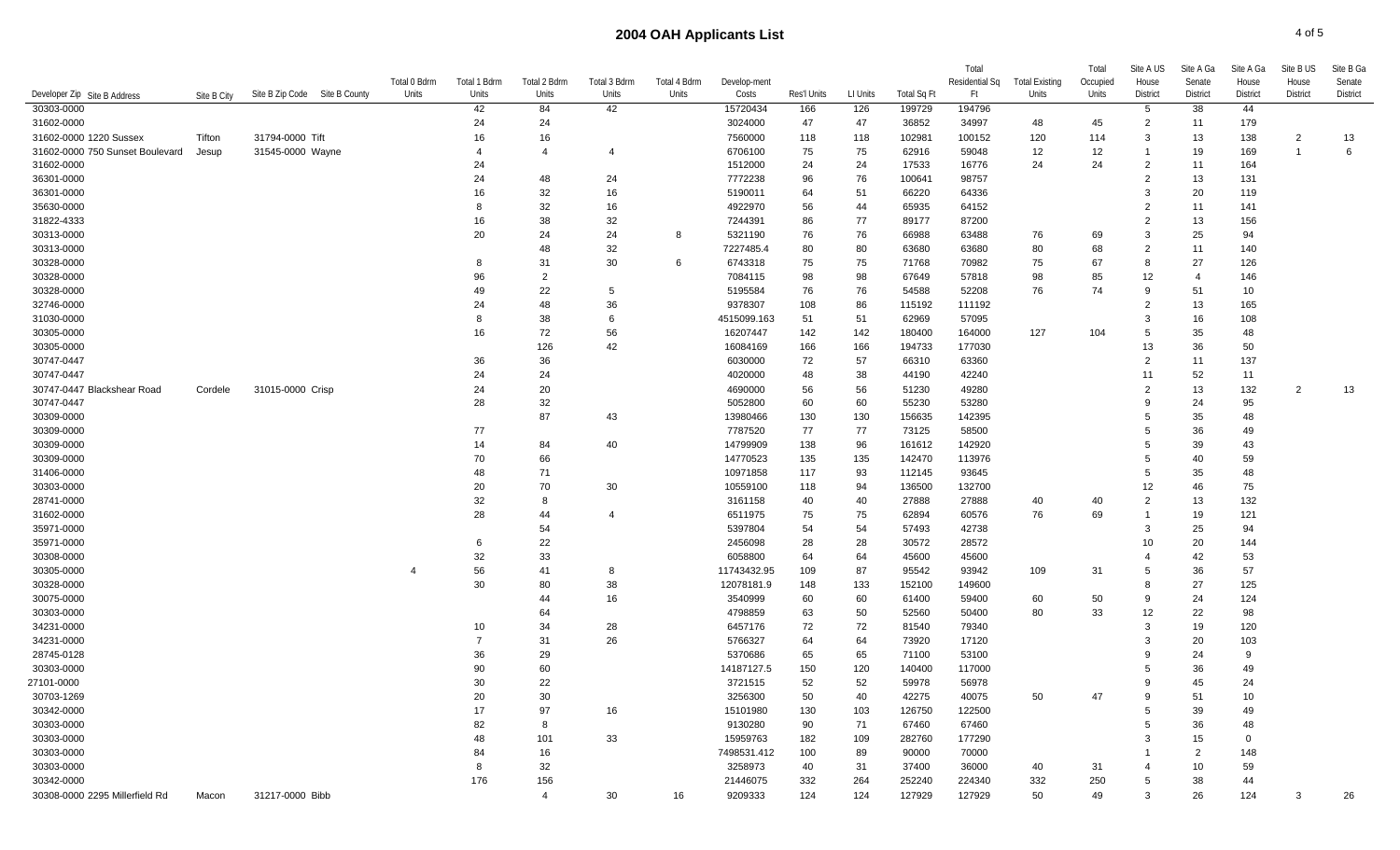# 2004 OAH Applicants List

| Developer Zip | Site B Address | Site B City | Site B Zip Code | Site B County | Total 0 Bdrm Units | Total 1 Bdrm Units | Total 2 Bdrm Units | Total 3 Bdrm Units | Total 4 Bdrm Units | Develop-ment Costs | Res'l Units | LI Units | Total Sq Ft | Total Residential Sq Ft | Total Existing Units | Total Occupied Units | Site A US House District | Site A Ga Senate District | Site A Ga House District | Site B US House District | Site B Ga Senate District |
|---|---|---|---|---|---|---|---|---|---|---|---|---|---|---|---|---|---|---|---|---|---|
| 30303-0000 | | | | | | 42 | 84 | 42 | | 15720434 | 166 | 126 | 199729 | 194796 | | | 5 | 38 | 44 | | |
| 31602-0000 | | | | | | 24 | 24 | | | 3024000 | 47 | 47 | 36852 | 34997 | 48 | 45 | 2 | 11 | 179 | | |
| 31602-0000 | 1220 Sussex | Tifton | 31794-0000 | Tift | | 16 | 16 | | | 7560000 | 118 | 118 | 102981 | 100152 | 120 | 114 | 3 | 13 | 138 | 2 | 13 |
| 31602-0000 | 750 Sunset Boulevard | Jesup | 31545-0000 | Wayne | | 4 | 4 | 4 | | 6706100 | 75 | 75 | 62916 | 59048 | 12 | 12 | 1 | 19 | 169 | 1 | 6 |
| 31602-0000 | | | | | | 24 | | | | 1512000 | 24 | 24 | 17533 | 16776 | 24 | 24 | 2 | 11 | 164 | | |
| 36301-0000 | | | | | | 24 | 48 | 24 | | 7772238 | 96 | 76 | 100641 | 98757 | | | 2 | 13 | 131 | | |
| 36301-0000 | | | | | | 16 | 32 | 16 | | 5190011 | 64 | 51 | 66220 | 64336 | | | 3 | 20 | 119 | | |
| 35630-0000 | | | | | | 8 | 32 | 16 | | 4922970 | 56 | 44 | 65935 | 64152 | | | 2 | 11 | 141 | | |
| 31822-4333 | | | | | | 16 | 38 | 32 | | 7244391 | 86 | 77 | 89177 | 87200 | | | 2 | 13 | 156 | | |
| 30313-0000 | | | | | | 20 | 24 | 24 | 8 | 5321190 | 76 | 76 | 66988 | 63488 | 76 | 69 | 3 | 25 | 94 | | |
| 30313-0000 | | | | | | | 48 | 32 | | 7227485.4 | 80 | 80 | 63680 | 63680 | 80 | 68 | 2 | 11 | 140 | | |
| 30328-0000 | | | | | | 8 | 31 | 30 | 6 | 6743318 | 75 | 75 | 71768 | 70982 | 75 | 67 | 8 | 27 | 126 | | |
| 30328-0000 | | | | | | 96 | 2 | | | 7084115 | 98 | 98 | 67649 | 57818 | 98 | 85 | 12 | 4 | 146 | | |
| 30328-0000 | | | | | | 49 | 22 | 5 | | 5195584 | 76 | 76 | 54588 | 52208 | 76 | 74 | 9 | 51 | 10 | | |
| 32746-0000 | | | | | | 24 | 48 | 36 | | 9378307 | 108 | 86 | 115192 | 111192 | | | 2 | 13 | 165 | | |
| 31030-0000 | | | | | | 8 | 38 | 6 | | 4515099.163 | 51 | 51 | 62969 | 57095 | | | 3 | 16 | 108 | | |
| 30305-0000 | | | | | | 16 | 72 | 56 | | 16207447 | 142 | 142 | 180400 | 164000 | 127 | 104 | 5 | 35 | 48 | | |
| 30305-0000 | | | | | | | 126 | 42 | | 16084169 | 166 | 166 | 194733 | 177030 | | | 13 | 36 | 50 | | |
| 30747-0447 | | | | | | 36 | 36 | | | 6030000 | 72 | 57 | 66310 | 63360 | | | 2 | 11 | 137 | | |
| 30747-0447 | | | | | | 24 | 24 | | | 4020000 | 48 | 38 | 44190 | 42240 | | | 11 | 52 | 11 | | |
| 30747-0447 | Blackshear Road | Cordele | 31015-0000 | Crisp | | 24 | 20 | | | 4690000 | 56 | 56 | 51230 | 49280 | | | 2 | 13 | 132 | 2 | 13 |
| 30747-0447 | | | | | | 28 | 32 | | | 5052800 | 60 | 60 | 55230 | 53280 | | | 9 | 24 | 95 | | |
| 30309-0000 | | | | | | | 87 | 43 | | 13980466 | 130 | 130 | 156635 | 142395 | | | 5 | 35 | 48 | | |
| 30309-0000 | | | | | | 77 | | | | 7787520 | 77 | 77 | 73125 | 58500 | | | 5 | 36 | 49 | | |
| 30309-0000 | | | | | | 14 | 84 | 40 | | 14799909 | 138 | 96 | 161612 | 142920 | | | 5 | 39 | 43 | | |
| 30309-0000 | | | | | | 70 | 66 | | | 14770523 | 135 | 135 | 142470 | 113976 | | | 5 | 40 | 59 | | |
| 31406-0000 | | | | | | 48 | 71 | | | 10971858 | 117 | 93 | 112145 | 93645 | | | 5 | 35 | 48 | | |
| 30303-0000 | | | | | | 20 | 70 | 30 | | 10559100 | 118 | 94 | 136500 | 132700 | | | 12 | 46 | 75 | | |
| 28741-0000 | | | | | | 32 | 8 | | | 3161158 | 40 | 40 | 27888 | 27888 | 40 | 40 | 2 | 13 | 132 | | |
| 31602-0000 | | | | | | 28 | 44 | 4 | | 6511975 | 75 | 75 | 62894 | 60576 | 76 | 69 | 1 | 19 | 121 | | |
| 35971-0000 | | | | | | | 54 | | | 5397804 | 54 | 54 | 57493 | 42738 | | | 3 | 25 | 94 | | |
| 35971-0000 | | | | | | 6 | 22 | | | 2456098 | 28 | 28 | 30572 | 28572 | | | 10 | 20 | 144 | | |
| 30308-0000 | | | | | | 32 | 33 | | | 6058800 | 64 | 64 | 45600 | 45600 | | | 4 | 42 | 53 | | |
| 30305-0000 | | | | | 4 | 56 | 41 | 8 | | 11743432.95 | 109 | 87 | 95542 | 93942 | 109 | 31 | 5 | 36 | 57 | | |
| 30328-0000 | | | | | | 30 | 80 | 38 | | 12078181.9 | 148 | 133 | 152100 | 149600 | | | 8 | 27 | 125 | | |
| 30075-0000 | | | | | | | 44 | 16 | | 3540999 | 60 | 60 | 61400 | 59400 | 60 | 50 | 9 | 24 | 124 | | |
| 30303-0000 | | | | | | | 64 | | | 4798859 | 63 | 50 | 52560 | 50400 | 80 | 33 | 12 | 22 | 98 | | |
| 34231-0000 | | | | | | 10 | 34 | 28 | | 6457176 | 72 | 72 | 81540 | 79340 | | | 3 | 19 | 120 | | |
| 34231-0000 | | | | | | 7 | 31 | 26 | | 5766327 | 64 | 64 | 73920 | 17120 | | | 3 | 20 | 103 | | |
| 28745-0128 | | | | | | 36 | 29 | | | 5370686 | 65 | 65 | 71100 | 53100 | | | 9 | 24 | 9 | | |
| 30303-0000 | | | | | | 90 | 60 | | | 14187127.5 | 150 | 120 | 140400 | 117000 | | | 5 | 36 | 49 | | |
| 27101-0000 | | | | | | 30 | 22 | | | 3721515 | 52 | 52 | 59978 | 56978 | | | 9 | 45 | 24 | | |
| 30703-1269 | | | | | | 20 | 30 | | | 3256300 | 50 | 40 | 42275 | 40075 | 50 | 47 | 9 | 51 | 10 | | |
| 30342-0000 | | | | | | 17 | 97 | 16 | | 15101980 | 130 | 103 | 126750 | 122500 | | | 5 | 39 | 49 | | |
| 30303-0000 | | | | | | 82 | 8 | | | 9130280 | 90 | 71 | 67460 | 67460 | | | 5 | 36 | 48 | | |
| 30303-0000 | | | | | | 48 | 101 | 33 | | 15959763 | 182 | 109 | 282760 | 177290 | | | 3 | 15 | 0 | | |
| 30303-0000 | | | | | | 84 | 16 | | | 7498531.412 | 100 | 89 | 90000 | 70000 | | | 1 | 2 | 148 | | |
| 30303-0000 | | | | | | 8 | 32 | | | 3258973 | 40 | 31 | 37400 | 36000 | 40 | 31 | 4 | 10 | 59 | | |
| 30342-0000 | | | | | | 176 | 156 | | | 21446075 | 332 | 264 | 252240 | 224340 | 332 | 250 | 5 | 38 | 44 | | |
| 30308-0000 | 2295 Millerfield Rd | Macon | 31217-0000 | Bibb | | | 4 | 30 | 16 | 9209333 | 124 | 124 | 127929 | 127929 | 50 | 49 | 3 | 26 | 124 | 3 | 26 |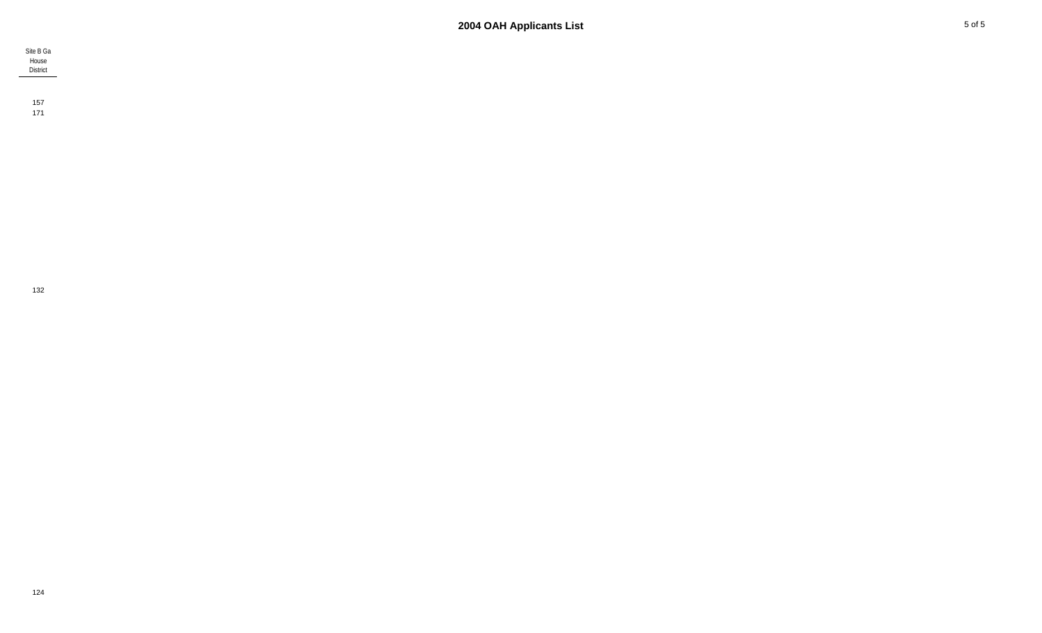# 2004 OAH Applicants List

| Site B Ga House District |
|---|
| 157 |
| 171 |
| 132 |
| 124 |